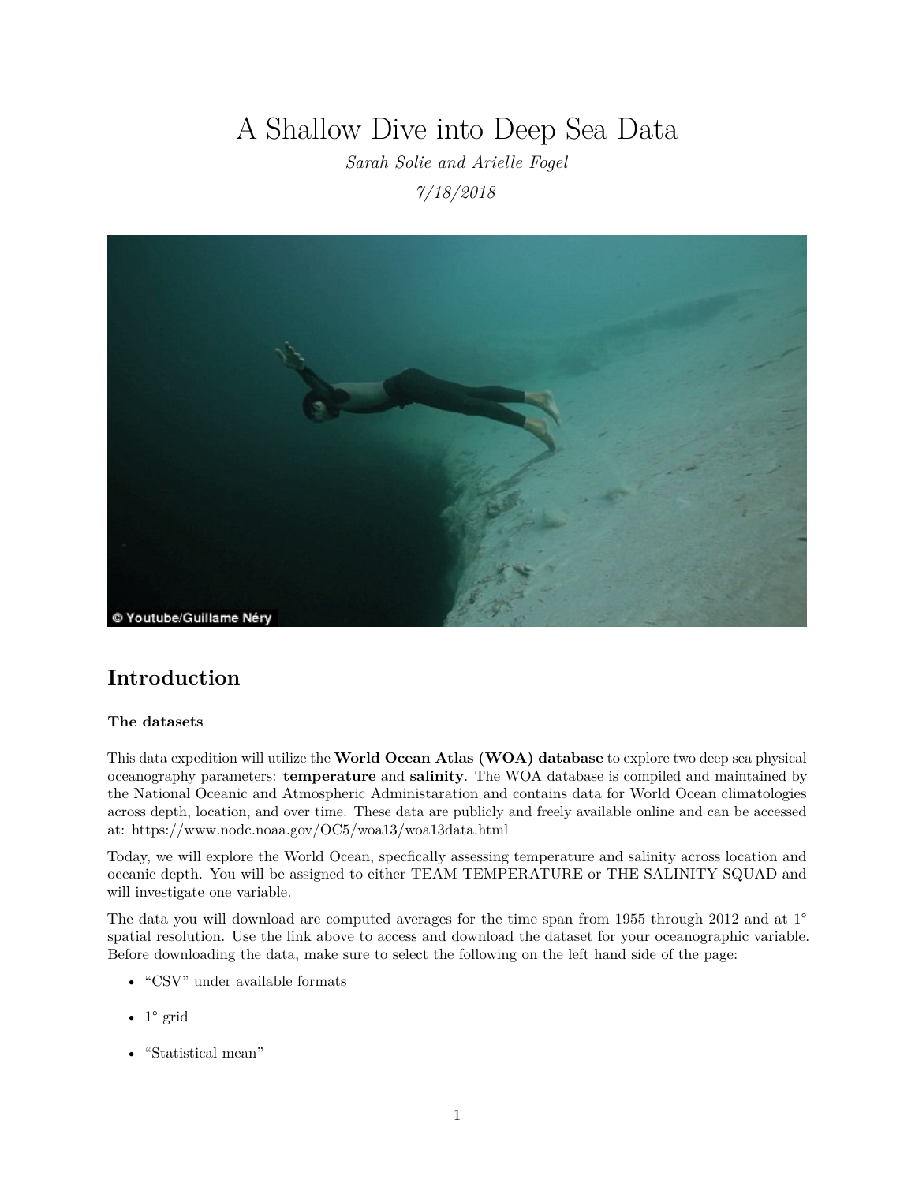# A Shallow Dive into Deep Sea Data

*Sarah Solie and Arielle Fogel*

*7/18/2018*

## Introduction

### The datasets

This data expedition will utilize the **World Ocean Atlas (WOA) database** to explore two deep sea physical oceanography parameters: **temperature** and **salinity**. The WOA database is compiled and maintained by the National Oceanic and Atmospheric Administaration and contains data for World Ocean climatologies across depth, location, and over time. These data are publicly and freely available online and can be accessed at: https://www.nodc.noaa.gov/OC5/woa13/woa13data.html

Today, we will explore the World Ocean, specfically assessing temperature and salinity across location and oceanic depth. You will be assigned to either TEAM TEMPERATURE or THE SALINITY SQUAD and will investigate one variable.

The data you will download are computed averages for the time span from 1955 through 2012 and at 1° spatial resolution. Use the link above to access and download the dataset for your oceanographic variable. Before downloading the data, make sure to select the following on the left hand side of the page:

- "CSV" under available formats
- 1° grid
- "Statistical mean"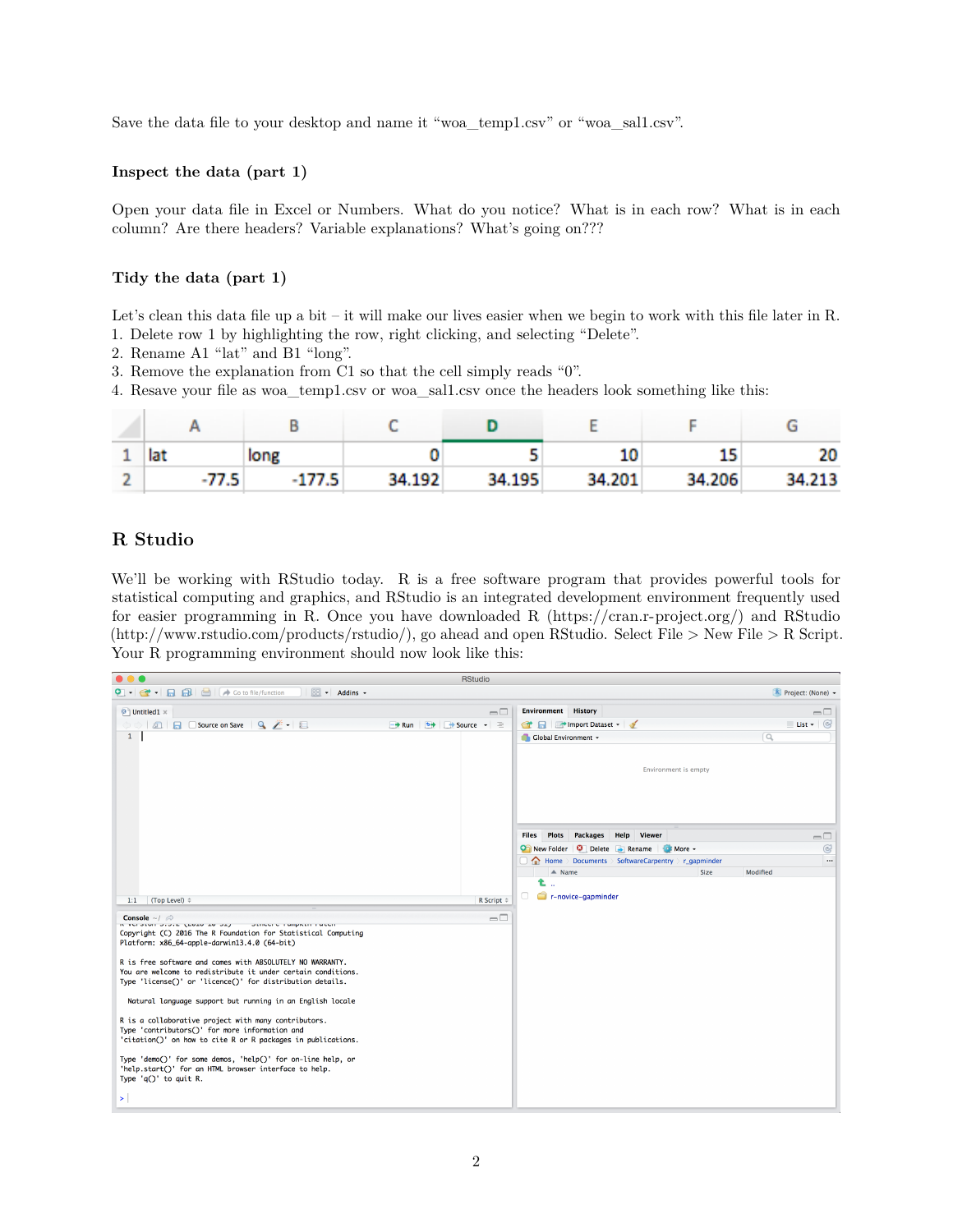Save the data file to your desktop and name it "woa_temp1.csv" or "woa_sal1.csv".

### Inspect the data (part 1)

Open your data file in Excel or Numbers. What do you notice? What is in each row? What is in each column? Are there headers? Variable explanations? What's going on???

### Tidy the data (part 1)

Let's clean this data file up a bit – it will make our lives easier when we begin to work with this file later in R.

1. Delete row 1 by highlighting the row, right clicking, and selecting "Delete".
2. Rename A1 "lat" and B1 "long".
3. Remove the explanation from C1 so that the cell simply reads "0".
4. Resave your file as woa_temp1.csv or woa_sal1.csv once the headers look something like this:

| | A | B | C | D | E | F | G |
|---|---|---|---|---|---|---|---|
| 1 | lat | long | 0 | 5 | 10 | 15 | 20 |
| 2 | -77.5 | -177.5 | 34.192 | 34.195 | 34.201 | 34.206 | 34.213 |

## R Studio

We'll be working with RStudio today. R is a free software program that provides powerful tools for statistical computing and graphics, and RStudio is an integrated development environment frequently used for easier programming in R. Once you have downloaded R (https://cran.r-project.org/) and RStudio (http://www.rstudio.com/products/rstudio/), go ahead and open RStudio. Select File > New File > R Script. Your R programming environment should now look like this: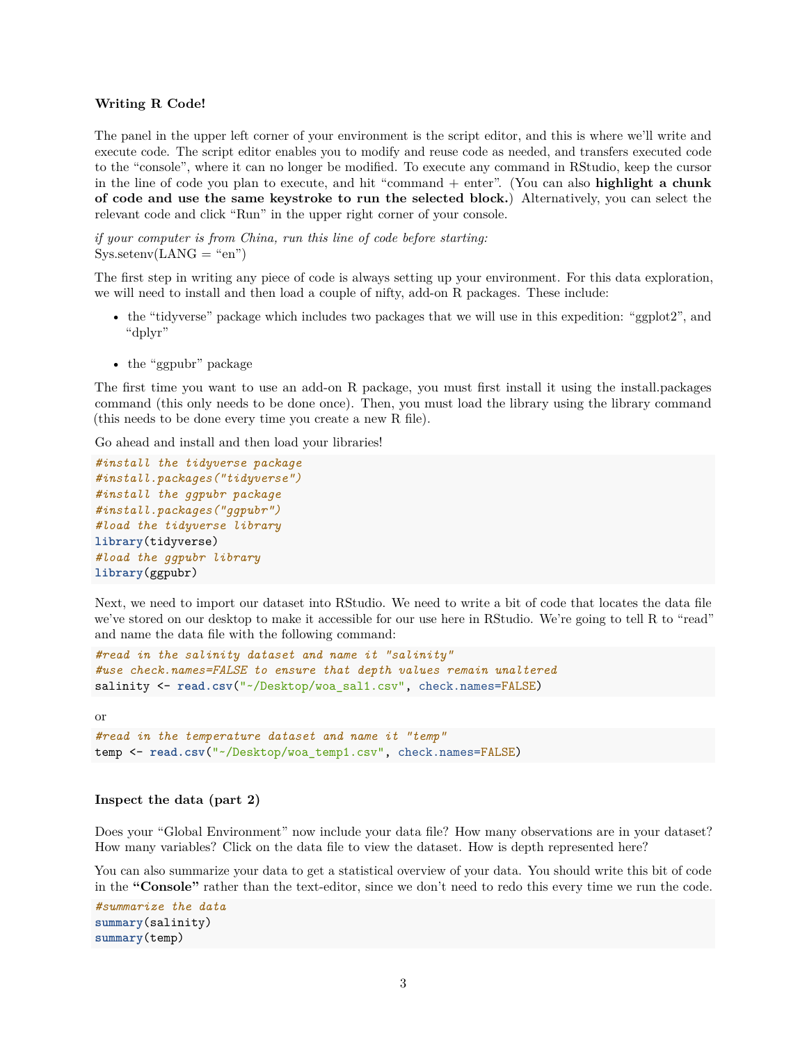**Writing R Code!**

The panel in the upper left corner of your environment is the script editor, and this is where we'll write and execute code. The script editor enables you to modify and reuse code as needed, and transfers executed code to the "console", where it can no longer be modified. To execute any command in RStudio, keep the cursor in the line of code you plan to execute, and hit "command + enter". (You can also **highlight a chunk of code and use the same keystroke to run the selected block.**) Alternatively, you can select the relevant code and click "Run" in the upper right corner of your console.

*if your computer is from China, run this line of code before starting:*
Sys.setenv(LANG = "en")

The first step in writing any piece of code is always setting up your environment. For this data exploration, we will need to install and then load a couple of nifty, add-on R packages. These include:

- the "tidyverse" package which includes two packages that we will use in this expedition: "ggplot2", and "dplyr"

- the "ggpubr" package

The first time you want to use an add-on R package, you must first install it using the install.packages command (this only needs to be done once). Then, you must load the library using the library command (this needs to be done every time you create a new R file).

Go ahead and install and then load your libraries!

```
#install the tidyverse package
#install.packages("tidyverse")
#install the ggpubr package
#install.packages("ggpubr")
#load the tidyverse library
library(tidyverse)
#load the ggpubr library
library(ggpubr)
```

Next, we need to import our dataset into RStudio. We need to write a bit of code that locates the data file we've stored on our desktop to make it accessible for our use here in RStudio. We're going to tell R to "read" and name the data file with the following command:

```
#read in the salinity dataset and name it "salinity"
#use check.names=FALSE to ensure that depth values remain unaltered
salinity <- read.csv("~/Desktop/woa_sal1.csv", check.names=FALSE)
```

or

```
#read in the temperature dataset and name it "temp"
temp <- read.csv("~/Desktop/woa_temp1.csv", check.names=FALSE)
```

**Inspect the data (part 2)**

Does your "Global Environment" now include your data file? How many observations are in your dataset? How many variables? Click on the data file to view the dataset. How is depth represented here?

You can also summarize your data to get a statistical overview of your data. You should write this bit of code in the **"Console"** rather than the text-editor, since we don't need to redo this every time we run the code.

```
#summarize the data
summary(salinity)
summary(temp)
```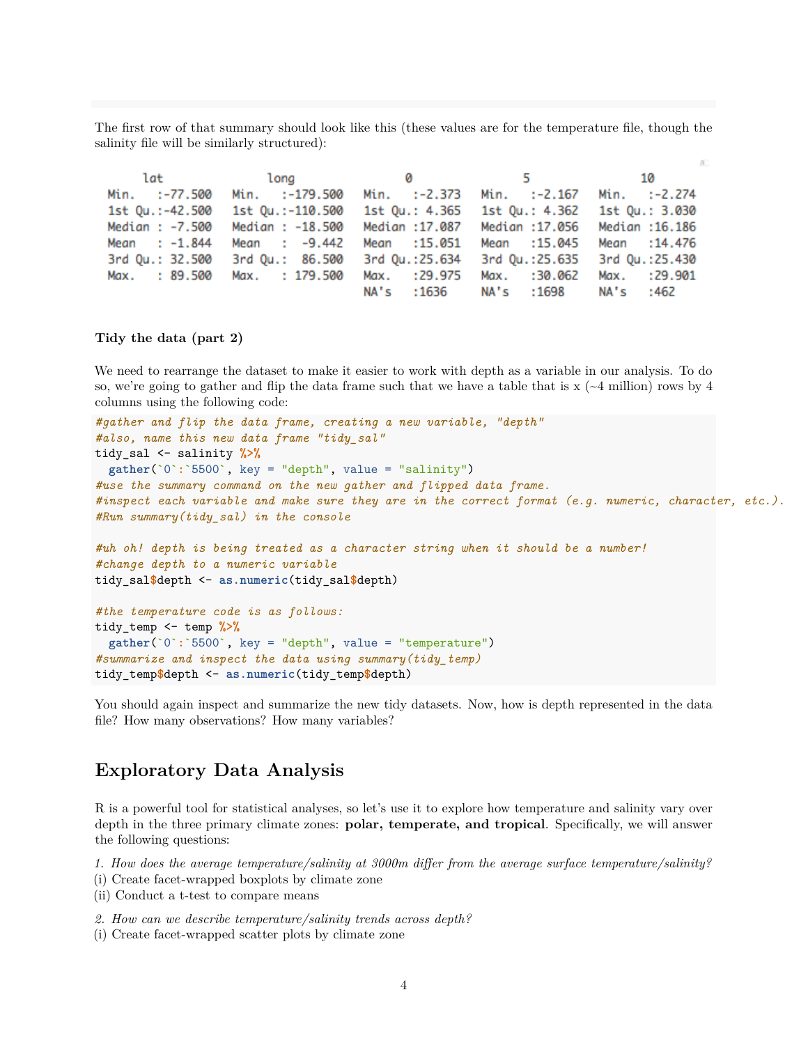The first row of that summary should look like this (these values are for the temperature file, though the salinity file will be similarly structured):

```
      lat              long               0                  5                 10
 Min.   :-77.500   Min.   :-179.500   Min.   :-2.373   Min.   :-2.167   Min.   :-2.274
 1st Qu.:-42.500   1st Qu.:-110.500   1st Qu.: 4.365   1st Qu.: 4.362   1st Qu.: 3.030
 Median : -7.500   Median : -18.500   Median :17.087   Median :17.056   Median :16.186
 Mean   : -1.844   Mean   :  -9.442   Mean   :15.051   Mean   :15.045   Mean   :14.476
 3rd Qu.: 32.500   3rd Qu.:  86.500   3rd Qu.:25.634   3rd Qu.:25.635   3rd Qu.:25.430
 Max.   : 89.500   Max.   : 179.500   Max.   :29.975   Max.   :30.062   Max.   :29.901
                                      NA's   :1636     NA's   :1698     NA's   :462
```

**Tidy the data (part 2)**

We need to rearrange the dataset to make it easier to work with depth as a variable in our analysis. To do so, we're going to gather and flip the data frame such that we have a table that is x (~4 million) rows by 4 columns using the following code:

```
#gather and flip the data frame, creating a new variable, "depth"
#also, name this new data frame "tidy_sal"
tidy_sal <- salinity %>%
  gather(`0`:`5500`, key = "depth", value = "salinity")
#use the summary command on the new gather and flipped data frame.
#inspect each variable and make sure they are in the correct format (e.g. numeric, character, etc.).
#Run summary(tidy_sal) in the console

#uh oh! depth is being treated as a character string when it should be a number!
#change depth to a numeric variable
tidy_sal$depth <- as.numeric(tidy_sal$depth)

#the temperature code is as follows:
tidy_temp <- temp %>%
  gather(`0`:`5500`, key = "depth", value = "temperature")
#summarize and inspect the data using summary(tidy_temp)
tidy_temp$depth <- as.numeric(tidy_temp$depth)
```

You should again inspect and summarize the new tidy datasets. Now, how is depth represented in the data file? How many observations? How many variables?

## Exploratory Data Analysis

R is a powerful tool for statistical analyses, so let's use it to explore how temperature and salinity vary over depth in the three primary climate zones: **polar, temperate, and tropical**. Specifically, we will answer the following questions:

*1. How does the average temperature/salinity at 3000m differ from the average surface temperature/salinity?*
(i) Create facet-wrapped boxplots by climate zone
(ii) Conduct a t-test to compare means

*2. How can we describe temperature/salinity trends across depth?*
(i) Create facet-wrapped scatter plots by climate zone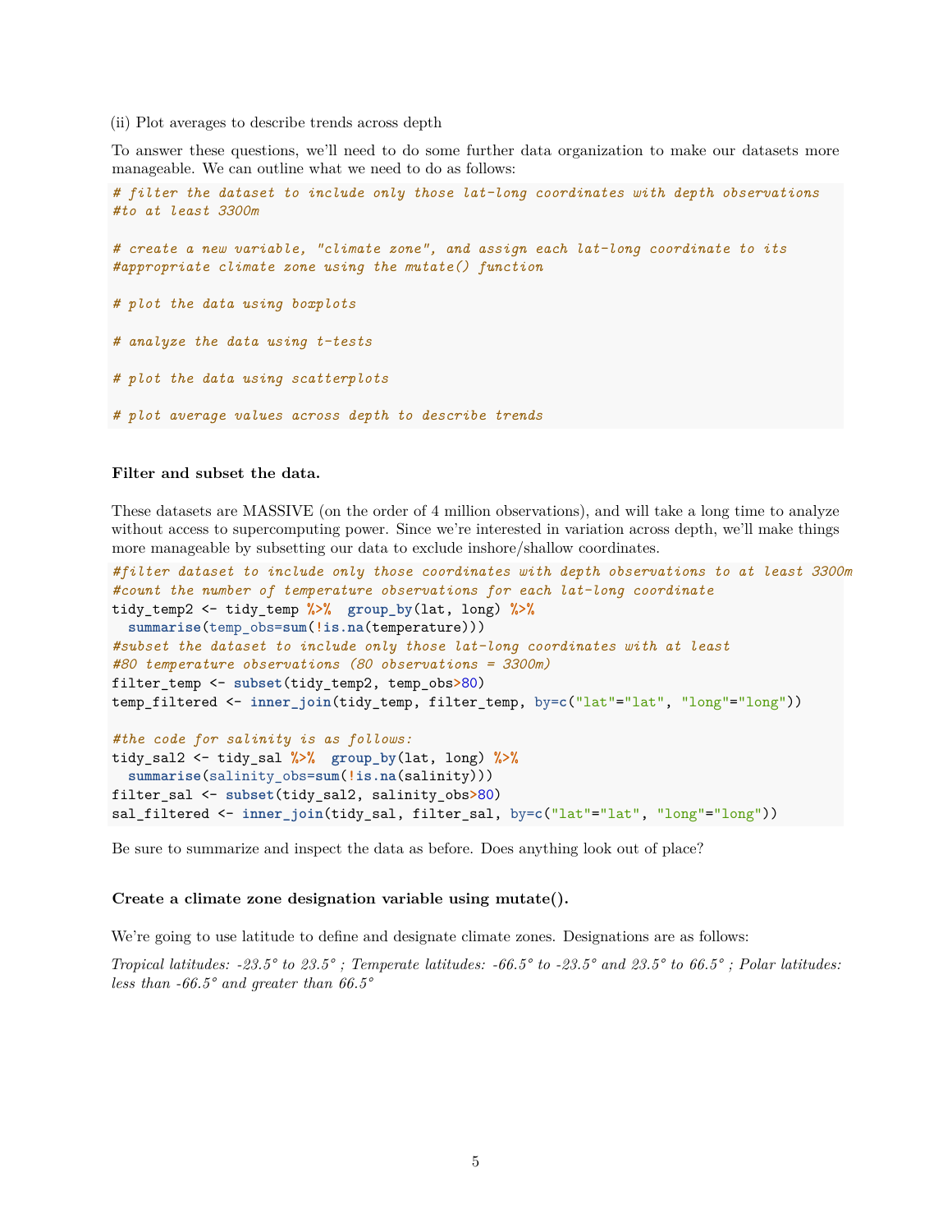(ii) Plot averages to describe trends across depth

To answer these questions, we'll need to do some further data organization to make our datasets more manageable. We can outline what we need to do as follows:

```
# filter the dataset to include only those lat-long coordinates with depth observations
#to at least 3300m

# create a new variable, "climate zone", and assign each lat-long coordinate to its
#appropriate climate zone using the mutate() function

# plot the data using boxplots

# analyze the data using t-tests

# plot the data using scatterplots

# plot average values across depth to describe trends
```

**Filter and subset the data.**

These datasets are MASSIVE (on the order of 4 million observations), and will take a long time to analyze without access to supercomputing power. Since we're interested in variation across depth, we'll make things more manageable by subsetting our data to exclude inshore/shallow coordinates.

```
#filter dataset to include only those coordinates with depth observations to at least 3300m
#count the number of temperature observations for each lat-long coordinate
tidy_temp2 <- tidy_temp %>%  group_by(lat, long) %>%
  summarise(temp_obs=sum(!is.na(temperature)))
#subset the dataset to include only those lat-long coordinates with at least
#80 temperature observations (80 observations = 3300m)
filter_temp <- subset(tidy_temp2, temp_obs>80)
temp_filtered <- inner_join(tidy_temp, filter_temp, by=c("lat"="lat", "long"="long"))

#the code for salinity is as follows:
tidy_sal2 <- tidy_sal %>%  group_by(lat, long) %>%
  summarise(salinity_obs=sum(!is.na(salinity)))
filter_sal <- subset(tidy_sal2, salinity_obs>80)
sal_filtered <- inner_join(tidy_sal, filter_sal, by=c("lat"="lat", "long"="long"))
```

Be sure to summarize and inspect the data as before. Does anything look out of place?

**Create a climate zone designation variable using mutate().**

We're going to use latitude to define and designate climate zones. Designations are as follows:

*Tropical latitudes: -23.5° to 23.5° ; Temperate latitudes: -66.5° to -23.5° and 23.5° to 66.5° ; Polar latitudes: less than -66.5° and greater than 66.5°*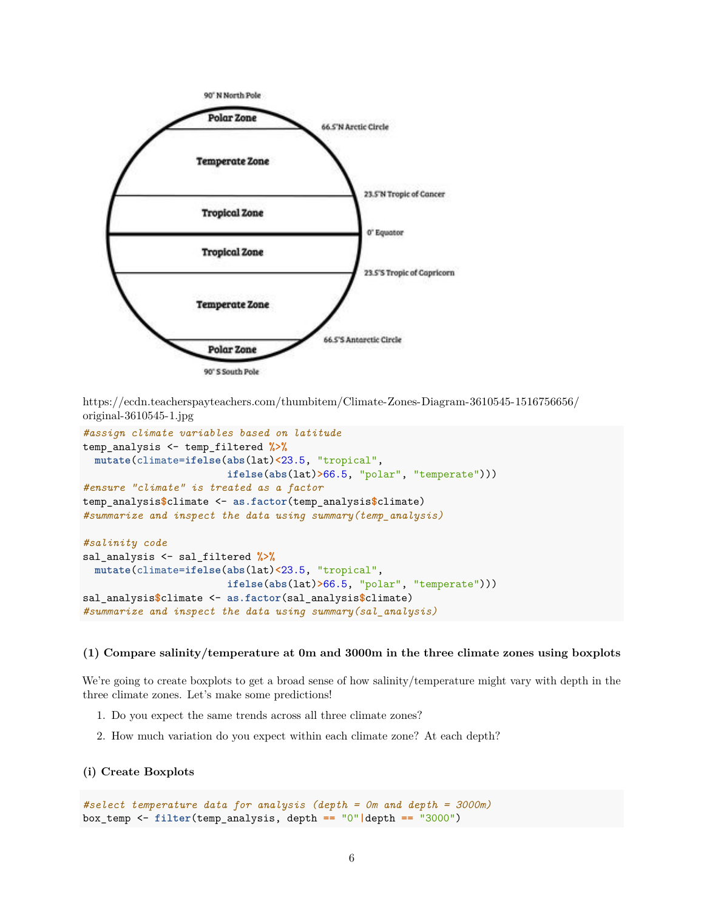https://ecdn.teacherspayteachers.com/thumbitem/Climate-Zones-Diagram-3610545-1516756656/original-3610545-1.jpg

```
#assign climate variables based on latitude
temp_analysis <- temp_filtered %>%
  mutate(climate=ifelse(abs(lat)<23.5, "tropical",
                        ifelse(abs(lat)>66.5, "polar", "temperate")))
#ensure "climate" is treated as a factor
temp_analysis$climate <- as.factor(temp_analysis$climate)
#summarize and inspect the data using summary(temp_analysis)

#salinity code
sal_analysis <- sal_filtered %>%
  mutate(climate=ifelse(abs(lat)<23.5, "tropical",
                        ifelse(abs(lat)>66.5, "polar", "temperate")))
sal_analysis$climate <- as.factor(sal_analysis$climate)
#summarize and inspect the data using summary(sal_analysis)
```

### (1) Compare salinity/temperature at 0m and 3000m in the three climate zones using boxplots

We're going to create boxplots to get a broad sense of how salinity/temperature might vary with depth in the three climate zones. Let's make some predictions!

1. Do you expect the same trends across all three climate zones?
2. How much variation do you expect within each climate zone? At each depth?

#### (i) Create Boxplots

```
#select temperature data for analysis (depth = 0m and depth = 3000m)
box_temp <- filter(temp_analysis, depth == "0"|depth == "3000")
```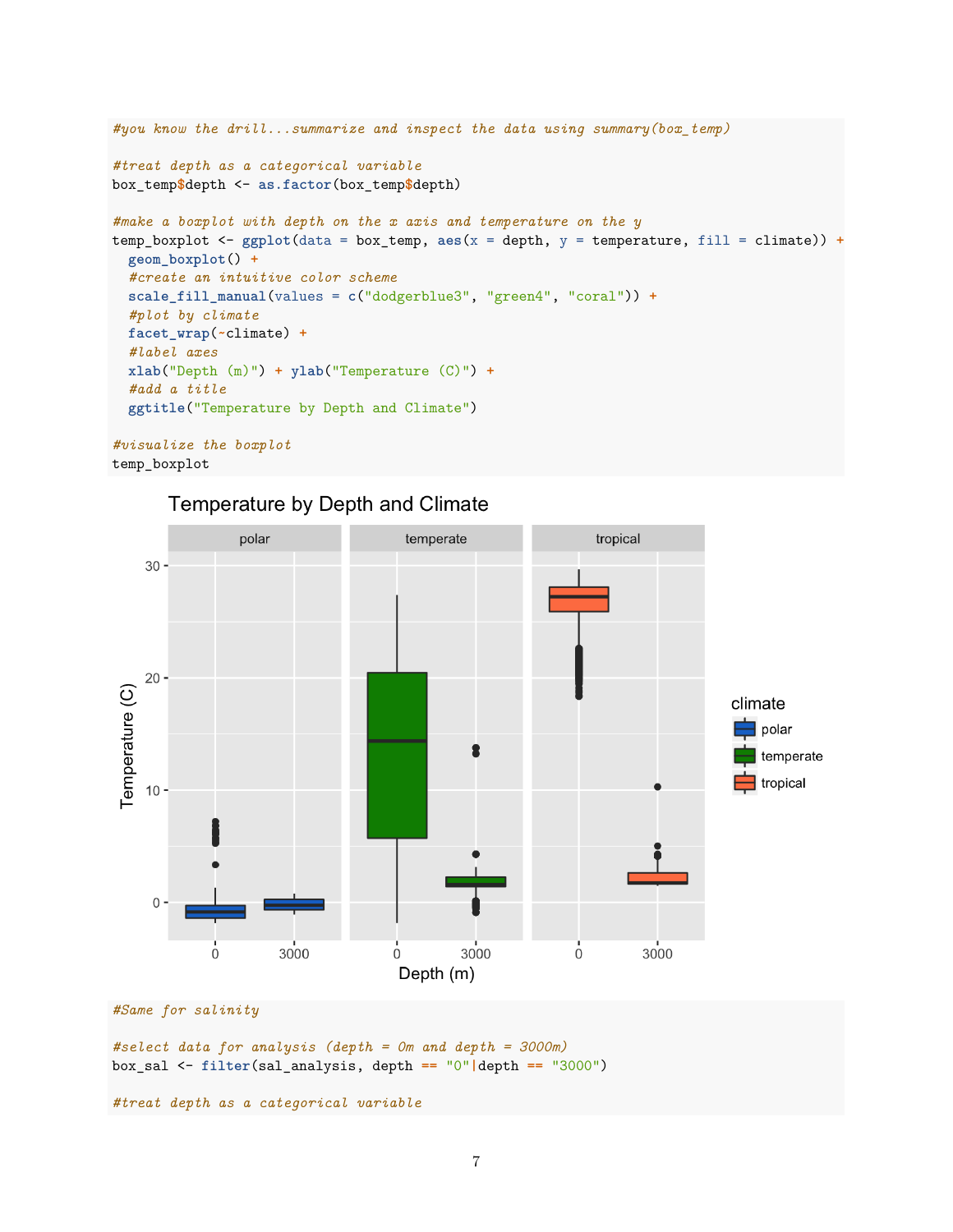```r
#you know the drill...summarize and inspect the data using summary(box_temp)

#treat depth as a categorical variable
box_temp$depth <- as.factor(box_temp$depth)

#make a boxplot with depth on the x axis and temperature on the y
temp_boxplot <- ggplot(data = box_temp, aes(x = depth, y = temperature, fill = climate)) +
  geom_boxplot() +
  #create an intuitive color scheme
  scale_fill_manual(values = c("dodgerblue3", "green4", "coral")) +
  #plot by climate
  facet_wrap(~climate) +
  #label axes
  xlab("Depth (m)") + ylab("Temperature (C)") +
  #add a title
  ggtitle("Temperature by Depth and Climate")

#visualize the boxplot
temp_boxplot
```

```r
#Same for salinity

#select data for analysis (depth = 0m and depth = 3000m)
box_sal <- filter(sal_analysis, depth == "0"|depth == "3000")

#treat depth as a categorical variable
```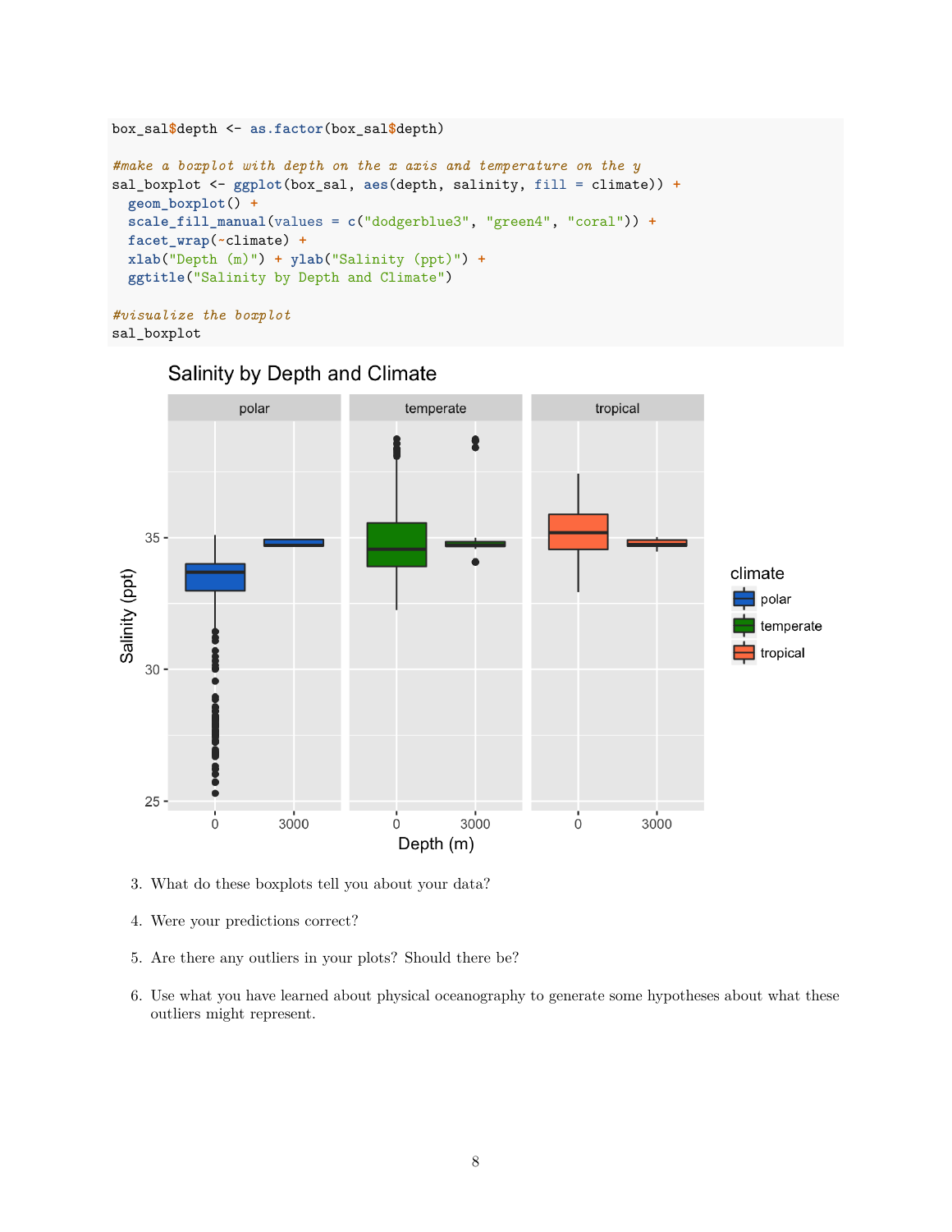```
box_sal$depth <- as.factor(box_sal$depth)

#make a boxplot with depth on the x axis and temperature on the y
sal_boxplot <- ggplot(box_sal, aes(depth, salinity, fill = climate)) +
  geom_boxplot() +
  scale_fill_manual(values = c("dodgerblue3", "green4", "coral")) +
  facet_wrap(~climate) +
  xlab("Depth (m)") + ylab("Salinity (ppt)") +
  ggtitle("Salinity by Depth and Climate")

#visualize the boxplot
sal_boxplot
```

3. What do these boxplots tell you about your data?

4. Were your predictions correct?

5. Are there any outliers in your plots? Should there be?

6. Use what you have learned about physical oceanography to generate some hypotheses about what these outliers might represent.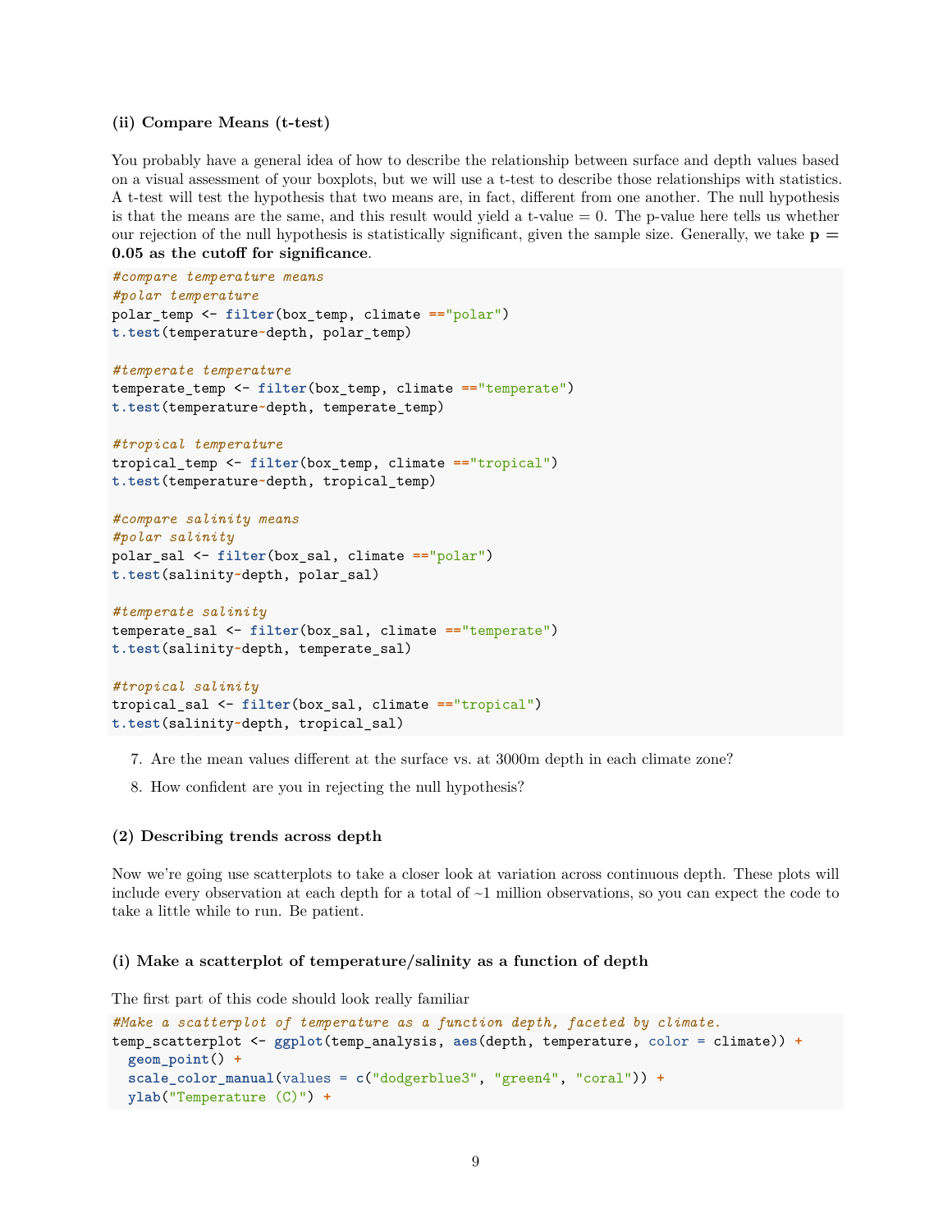### (ii) Compare Means (t-test)

You probably have a general idea of how to describe the relationship between surface and depth values based on a visual assessment of your boxplots, but we will use a t-test to describe those relationships with statistics. A t-test will test the hypothesis that two means are, in fact, different from one another. The null hypothesis is that the means are the same, and this result would yield a t-value = 0. The p-value here tells us whether our rejection of the null hypothesis is statistically significant, given the sample size. Generally, we take **p = 0.05 as the cutoff for significance**.

```
#compare temperature means
#polar temperature
polar_temp <- filter(box_temp, climate =="polar")
t.test(temperature~depth, polar_temp)

#temperate temperature
temperate_temp <- filter(box_temp, climate =="temperate")
t.test(temperature~depth, temperate_temp)

#tropical temperature
tropical_temp <- filter(box_temp, climate =="tropical")
t.test(temperature~depth, tropical_temp)

#compare salinity means
#polar salinity
polar_sal <- filter(box_sal, climate =="polar")
t.test(salinity~depth, polar_sal)

#temperate salinity
temperate_sal <- filter(box_sal, climate =="temperate")
t.test(salinity~depth, temperate_sal)

#tropical salinity
tropical_sal <- filter(box_sal, climate =="tropical")
t.test(salinity~depth, tropical_sal)
```

7. Are the mean values different at the surface vs. at 3000m depth in each climate zone?
8. How confident are you in rejecting the null hypothesis?

### (2) Describing trends across depth

Now we're going use scatterplots to take a closer look at variation across continuous depth. These plots will include every observation at each depth for a total of ~1 million observations, so you can expect the code to take a little while to run. Be patient.

### (i) Make a scatterplot of temperature/salinity as a function of depth

The first part of this code should look really familiar

```
#Make a scatterplot of temperature as a function depth, faceted by climate.
temp_scatterplot <- ggplot(temp_analysis, aes(depth, temperature, color = climate)) +
  geom_point() +
  scale_color_manual(values = c("dodgerblue3", "green4", "coral")) +
  ylab("Temperature (C)") +
```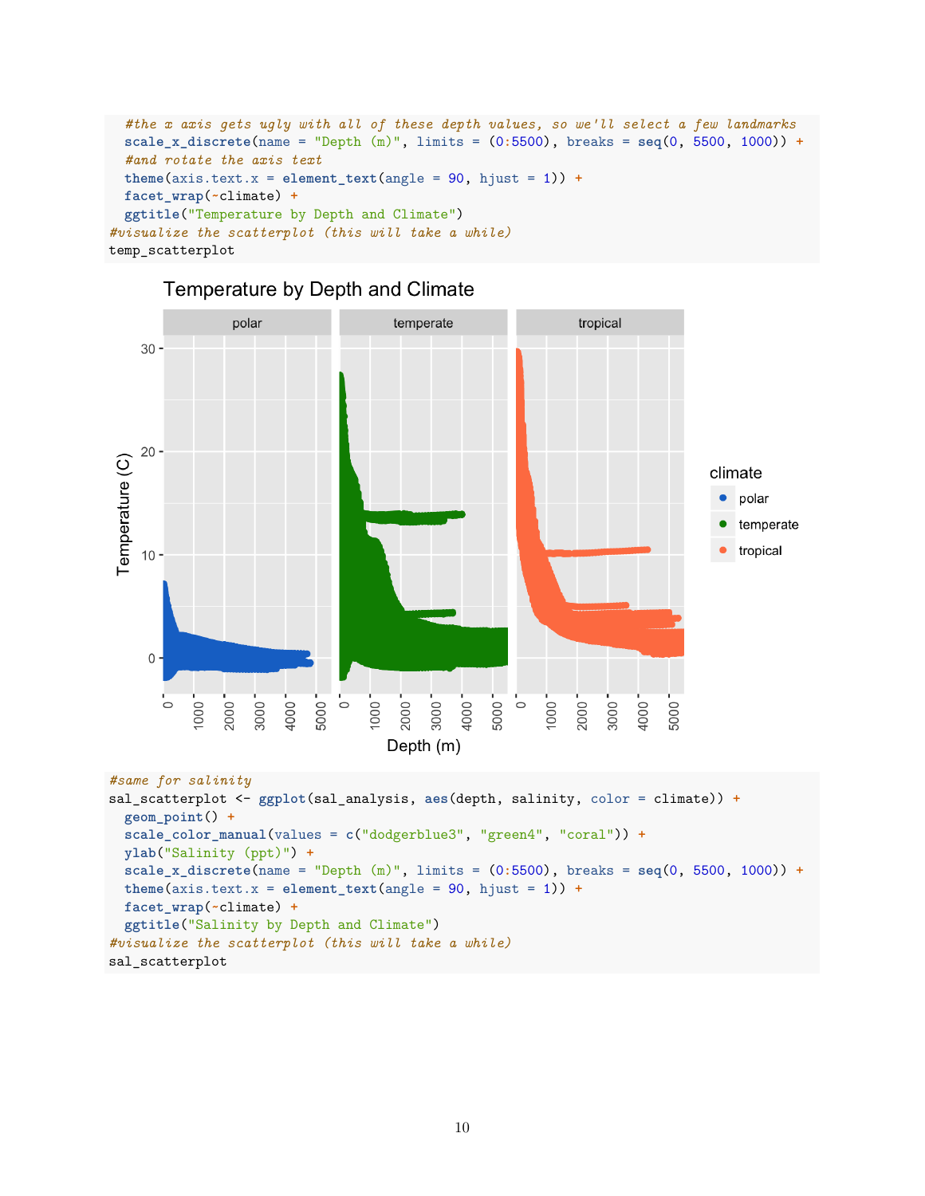```r
  #the x axis gets ugly with all of these depth values, so we'll select a few landmarks
  scale_x_discrete(name = "Depth (m)", limits = (0:5500), breaks = seq(0, 5500, 1000)) +
  #and rotate the axis text
  theme(axis.text.x = element_text(angle = 90, hjust = 1)) +
  facet_wrap(~climate) +
  ggtitle("Temperature by Depth and Climate")
#visualize the scatterplot (this will take a while)
temp_scatterplot
```

```r
#same for salinity
sal_scatterplot <- ggplot(sal_analysis, aes(depth, salinity, color = climate)) +
  geom_point() +
  scale_color_manual(values = c("dodgerblue3", "green4", "coral")) +
  ylab("Salinity (ppt)") +
  scale_x_discrete(name = "Depth (m)", limits = (0:5500), breaks = seq(0, 5500, 1000)) +
  theme(axis.text.x = element_text(angle = 90, hjust = 1)) +
  facet_wrap(~climate) +
  ggtitle("Salinity by Depth and Climate")
#visualize the scatterplot (this will take a while)
sal_scatterplot
```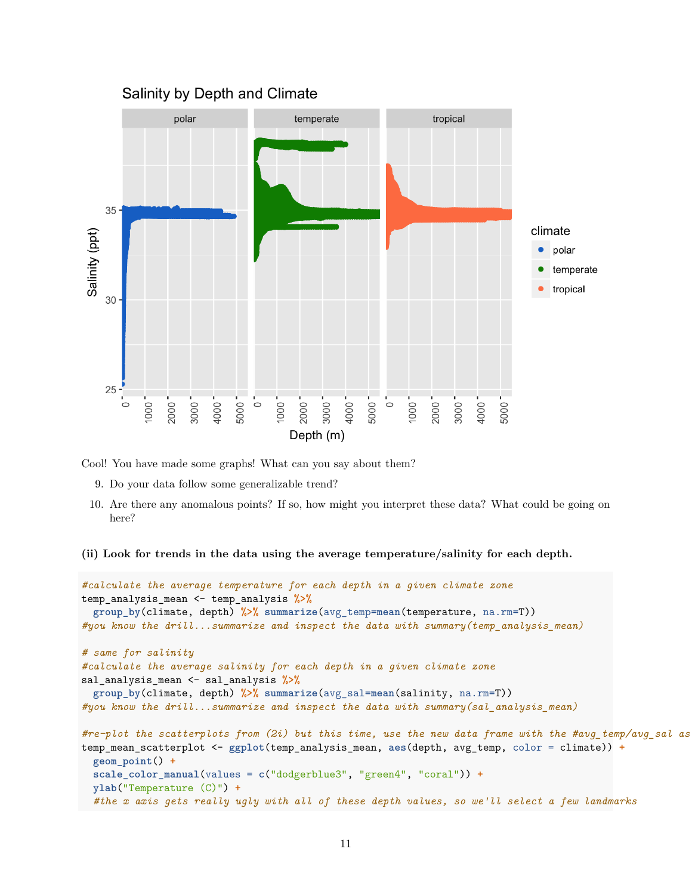Cool! You have made some graphs! What can you say about them?

9. Do your data follow some generalizable trend?
10. Are there any anomalous points? If so, how might you interpret these data? What could be going on here?

**(ii) Look for trends in the data using the average temperature/salinity for each depth.**

```
#calculate the average temperature for each depth in a given climate zone
temp_analysis_mean <- temp_analysis %>%
  group_by(climate, depth) %>% summarize(avg_temp=mean(temperature, na.rm=T))
#you know the drill...summarize and inspect the data with summary(temp_analysis_mean)

# same for salinity
#calculate the average salinity for each depth in a given climate zone
sal_analysis_mean <- sal_analysis %>%
  group_by(climate, depth) %>% summarize(avg_sal=mean(salinity, na.rm=T))
#you know the drill...summarize and inspect the data with summary(sal_analysis_mean)

#re-plot the scatterplots from (2i) but this time, use the new data frame with the #avg_temp/avg_sal as
temp_mean_scatterplot <- ggplot(temp_analysis_mean, aes(depth, avg_temp, color = climate)) +
  geom_point() +
  scale_color_manual(values = c("dodgerblue3", "green4", "coral")) +
  ylab("Temperature (C)") +
  #the x axis gets really ugly with all of these depth values, so we'll select a few landmarks
```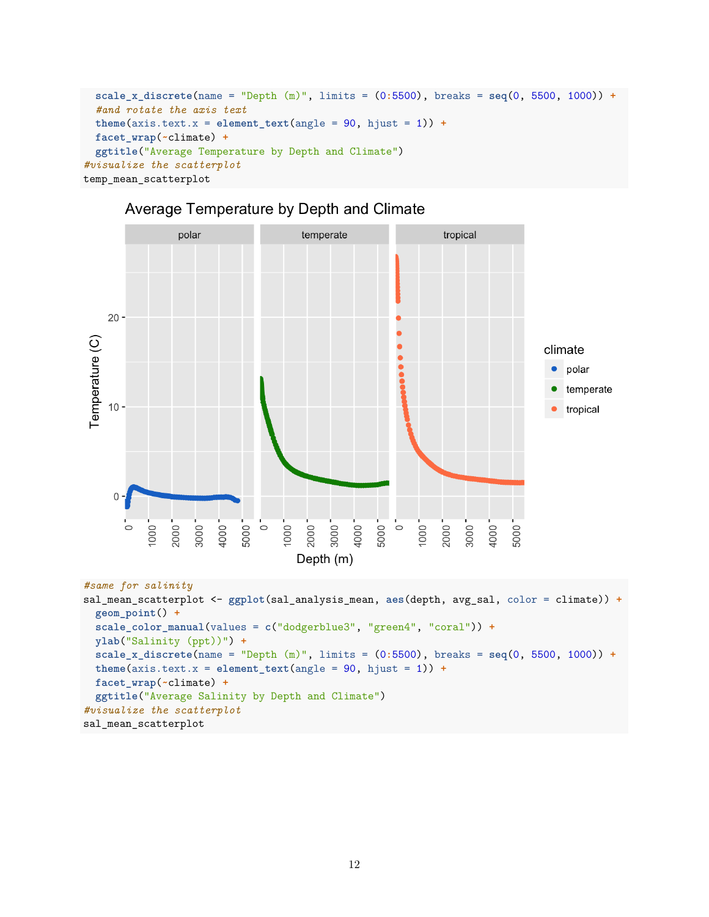```r
  scale_x_discrete(name = "Depth (m)", limits = (0:5500), breaks = seq(0, 5500, 1000)) +
  #and rotate the axis text
  theme(axis.text.x = element_text(angle = 90, hjust = 1)) +
  facet_wrap(~climate) +
  ggtitle("Average Temperature by Depth and Climate")
#visualize the scatterplot
temp_mean_scatterplot
```

```r
#same for salinity
sal_mean_scatterplot <- ggplot(sal_analysis_mean, aes(depth, avg_sal, color = climate)) +
  geom_point() +
  scale_color_manual(values = c("dodgerblue3", "green4", "coral")) +
  ylab("Salinity (ppt))") +
  scale_x_discrete(name = "Depth (m)", limits = (0:5500), breaks = seq(0, 5500, 1000)) +
  theme(axis.text.x = element_text(angle = 90, hjust = 1)) +
  facet_wrap(~climate) +
  ggtitle("Average Salinity by Depth and Climate")
#visualize the scatterplot
sal_mean_scatterplot
```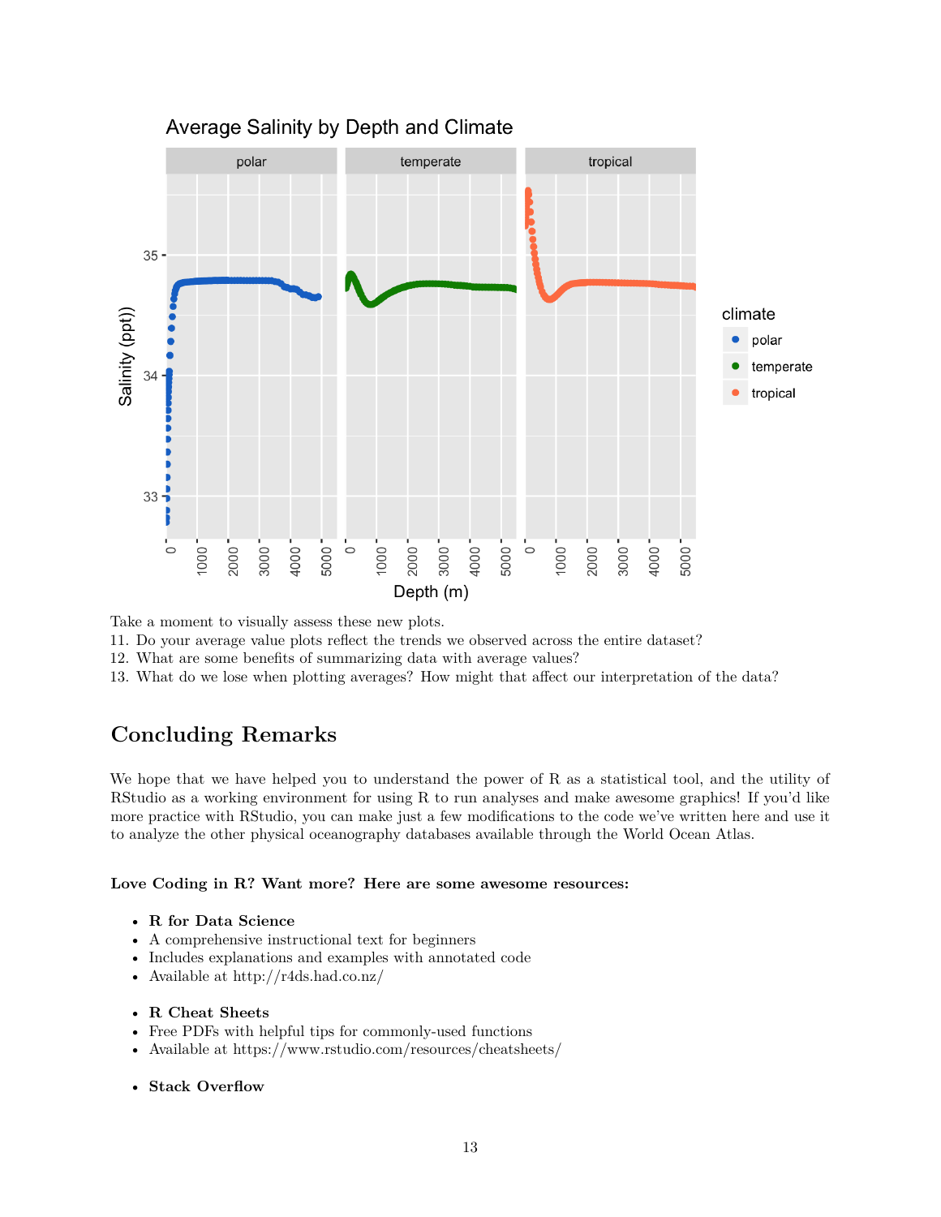Take a moment to visually assess these new plots.

11. Do your average value plots reflect the trends we observed across the entire dataset?
12. What are some benefits of summarizing data with average values?
13. What do we lose when plotting averages? How might that affect our interpretation of the data?

## Concluding Remarks

We hope that we have helped you to understand the power of R as a statistical tool, and the utility of RStudio as a working environment for using R to run analyses and make awesome graphics! If you'd like more practice with RStudio, you can make just a few modifications to the code we've written here and use it to analyze the other physical oceanography databases available through the World Ocean Atlas.

**Love Coding in R? Want more? Here are some awesome resources:**

- **R for Data Science**
- A comprehensive instructional text for beginners
- Includes explanations and examples with annotated code
- Available at http://r4ds.had.co.nz/

- **R Cheat Sheets**
- Free PDFs with helpful tips for commonly-used functions
- Available at https://www.rstudio.com/resources/cheatsheets/

- **Stack Overflow**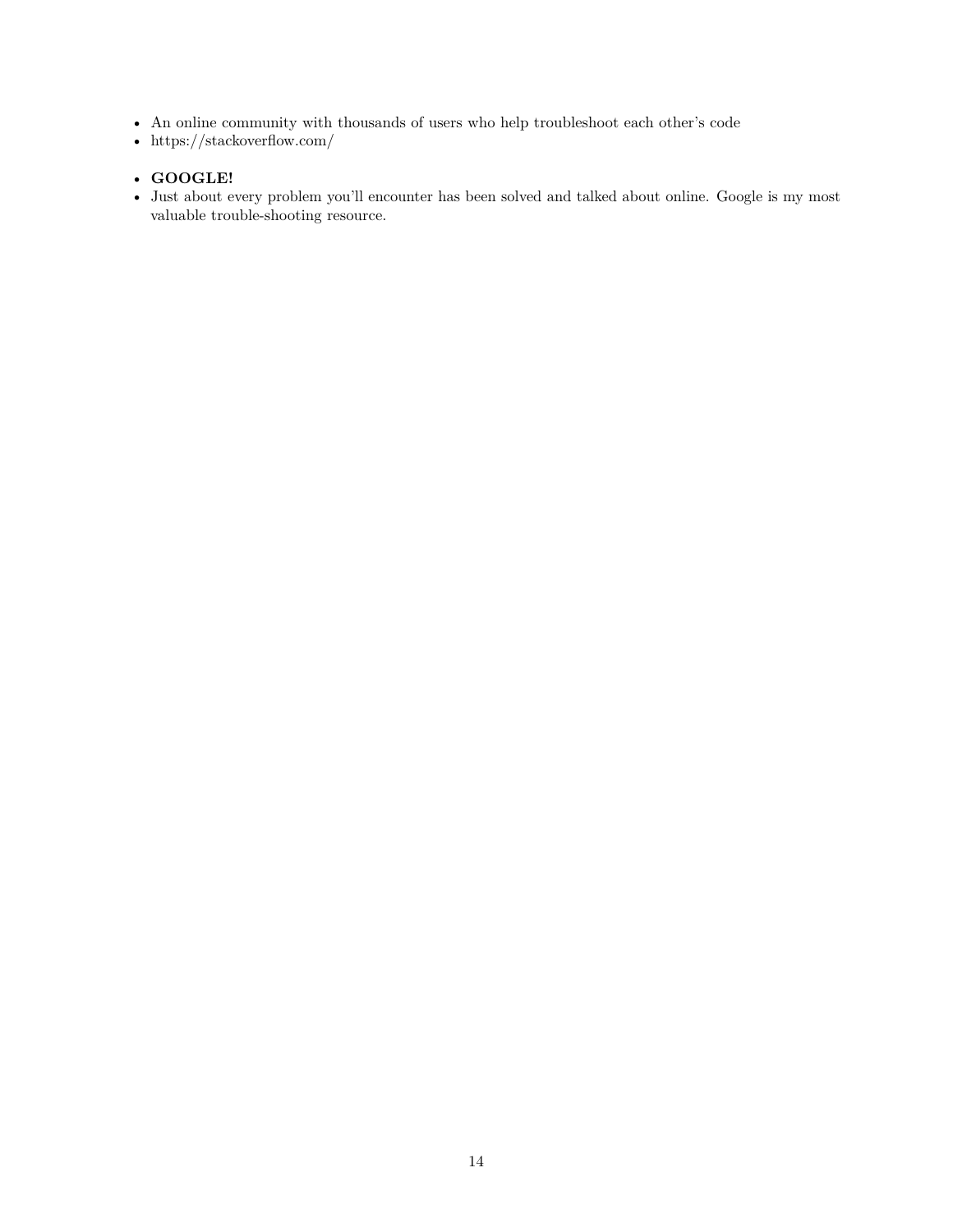- An online community with thousands of users who help troubleshoot each other's code
- https://stackoverflow.com/

- **GOOGLE!**
- Just about every problem you'll encounter has been solved and talked about online. Google is my most valuable trouble-shooting resource.